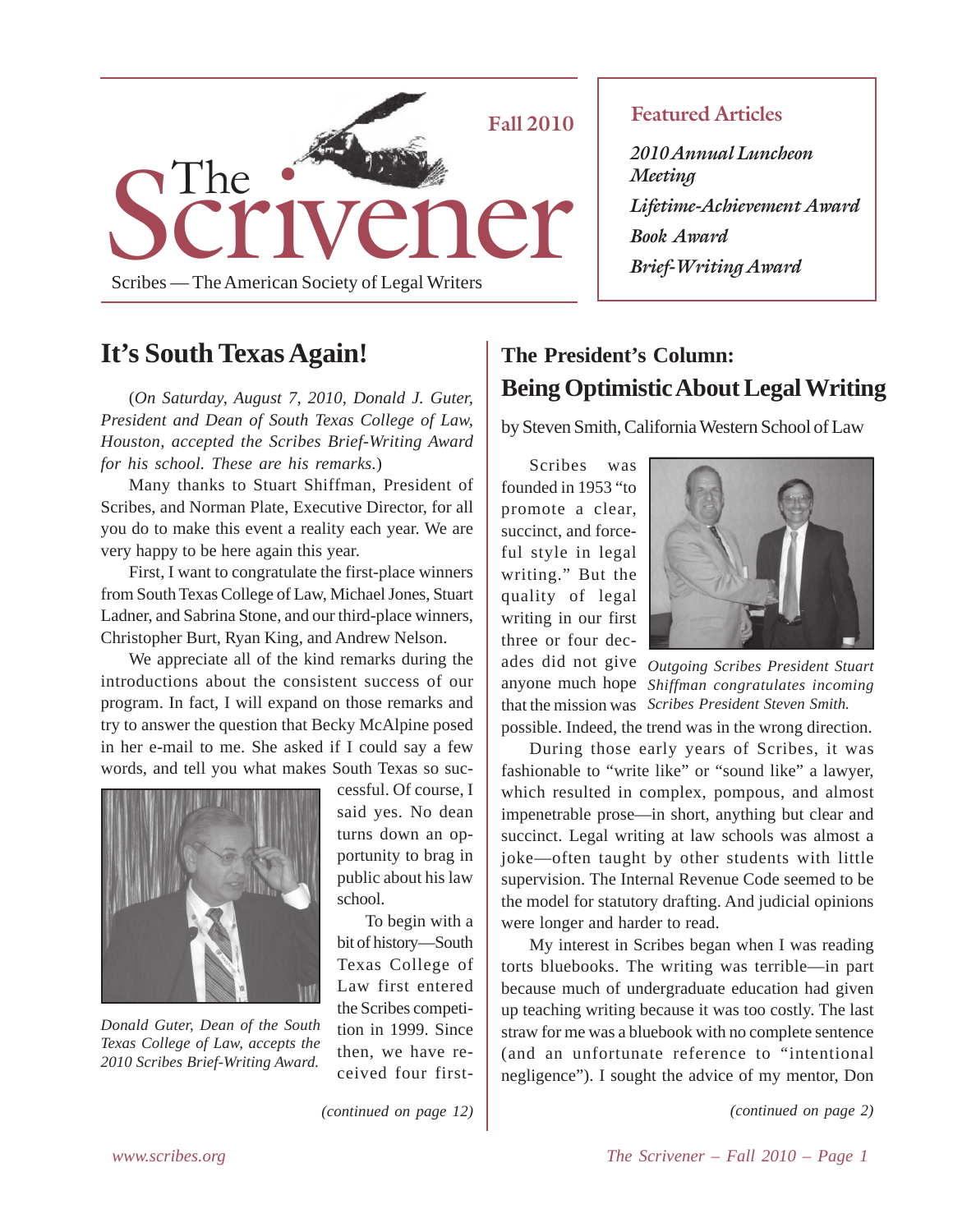# The Scrivener

Fall 2010

Scribes — The American Society of Legal Writers

**Featured Articles**

*2010 Annual Luncheon Meeting*

*Lifetime-Achievement Award*

*Book Award*

*Brief-Writing Award*

## It's South Texas Again!

(*On Saturday, August 7, 2010, Donald J. Guter, President and Dean of South Texas College of Law, Houston, accepted the Scribes Brief-Writing Award for his school. These are his remarks.*)

Many thanks to Stuart Shiffman, President of Scribes, and Norman Plate, Executive Director, for all you do to make this event a reality each year. We are very happy to be here again this year.

First, I want to congratulate the first-place winners from South Texas College of Law, Michael Jones, Stuart Ladner, and Sabrina Stone, and our third-place winners, Christopher Burt, Ryan King, and Andrew Nelson.

We appreciate all of the kind remarks during the introductions about the consistent success of our program. In fact, I will expand on those remarks and try to answer the question that Becky McAlpine posed in her e-mail to me. She asked if I could say a few words, and tell you what makes South Texas so successful. Of course, I said yes. No dean turns down an opportunity to brag in public about his law school.

*Donald Guter, Dean of the South Texas College of Law, accepts the 2010 Scribes Brief-Writing Award.*

To begin with a bit of history—South Texas College of Law first entered the Scribes competition in 1999. Since then, we have received four first-

*(continued on page 12)*

## The President's Column: Being Optimistic About Legal Writing

by Steven Smith, California Western School of Law

Scribes was founded in 1953 "to promote a clear, succinct, and forceful style in legal writing." But the quality of legal writing in our first three or four decades did not give anyone much hope that the mission was possible. Indeed, the trend was in the wrong direction.

*Outgoing Scribes President Stuart Shiffman congratulates incoming Scribes President Steven Smith.*

During those early years of Scribes, it was fashionable to "write like" or "sound like" a lawyer, which resulted in complex, pompous, and almost impenetrable prose—in short, anything but clear and succinct. Legal writing at law schools was almost a joke—often taught by other students with little supervision. The Internal Revenue Code seemed to be the model for statutory drafting. And judicial opinions were longer and harder to read.

My interest in Scribes began when I was reading torts bluebooks. The writing was terrible—in part because much of undergraduate education had given up teaching writing because it was too costly. The last straw for me was a bluebook with no complete sentence (and an unfortunate reference to "intentional negligence"). I sought the advice of my mentor, Don

*(continued on page 2)*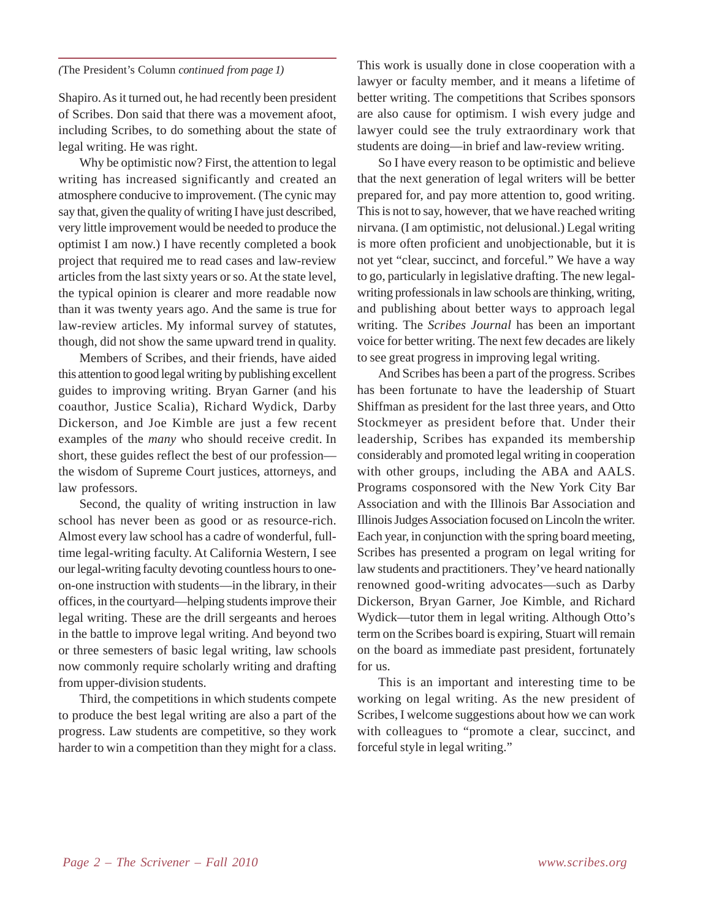*(*The President's Column *continued from page 1)*

Shapiro. As it turned out, he had recently been president of Scribes. Don said that there was a movement afoot, including Scribes, to do something about the state of legal writing. He was right.

Why be optimistic now? First, the attention to legal writing has increased significantly and created an atmosphere conducive to improvement. (The cynic may say that, given the quality of writing I have just described, very little improvement would be needed to produce the optimist I am now.) I have recently completed a book project that required me to read cases and law-review articles from the last sixty years or so. At the state level, the typical opinion is clearer and more readable now than it was twenty years ago. And the same is true for law-review articles. My informal survey of statutes, though, did not show the same upward trend in quality.

Members of Scribes, and their friends, have aided this attention to good legal writing by publishing excellent guides to improving writing. Bryan Garner (and his coauthor, Justice Scalia), Richard Wydick, Darby Dickerson, and Joe Kimble are just a few recent examples of the *many* who should receive credit. In short, these guides reflect the best of our profession—the wisdom of Supreme Court justices, attorneys, and law professors.

Second, the quality of writing instruction in law school has never been as good or as resource-rich. Almost every law school has a cadre of wonderful, full-time legal-writing faculty. At California Western, I see our legal-writing faculty devoting countless hours to one-on-one instruction with students—in the library, in their offices, in the courtyard—helping students improve their legal writing. These are the drill sergeants and heroes in the battle to improve legal writing. And beyond two or three semesters of basic legal writing, law schools now commonly require scholarly writing and drafting from upper-division students.

Third, the competitions in which students compete to produce the best legal writing are also a part of the progress. Law students are competitive, so they work harder to win a competition than they might for a class. This work is usually done in close cooperation with a lawyer or faculty member, and it means a lifetime of better writing. The competitions that Scribes sponsors are also cause for optimism. I wish every judge and lawyer could see the truly extraordinary work that students are doing—in brief and law-review writing.

So I have every reason to be optimistic and believe that the next generation of legal writers will be better prepared for, and pay more attention to, good writing. This is not to say, however, that we have reached writing nirvana. (I am optimistic, not delusional.) Legal writing is more often proficient and unobjectionable, but it is not yet "clear, succinct, and forceful." We have a way to go, particularly in legislative drafting. The new legal-writing professionals in law schools are thinking, writing, and publishing about better ways to approach legal writing. The *Scribes Journal* has been an important voice for better writing. The next few decades are likely to see great progress in improving legal writing.

And Scribes has been a part of the progress. Scribes has been fortunate to have the leadership of Stuart Shiffman as president for the last three years, and Otto Stockmeyer as president before that. Under their leadership, Scribes has expanded its membership considerably and promoted legal writing in cooperation with other groups, including the ABA and AALS. Programs cosponsored with the New York City Bar Association and with the Illinois Bar Association and Illinois Judges Association focused on Lincoln the writer. Each year, in conjunction with the spring board meeting, Scribes has presented a program on legal writing for law students and practitioners. They've heard nationally renowned good-writing advocates—such as Darby Dickerson, Bryan Garner, Joe Kimble, and Richard Wydick—tutor them in legal writing. Although Otto's term on the Scribes board is expiring, Stuart will remain on the board as immediate past president, fortunately for us.

This is an important and interesting time to be working on legal writing. As the new president of Scribes, I welcome suggestions about how we can work with colleagues to "promote a clear, succinct, and forceful style in legal writing."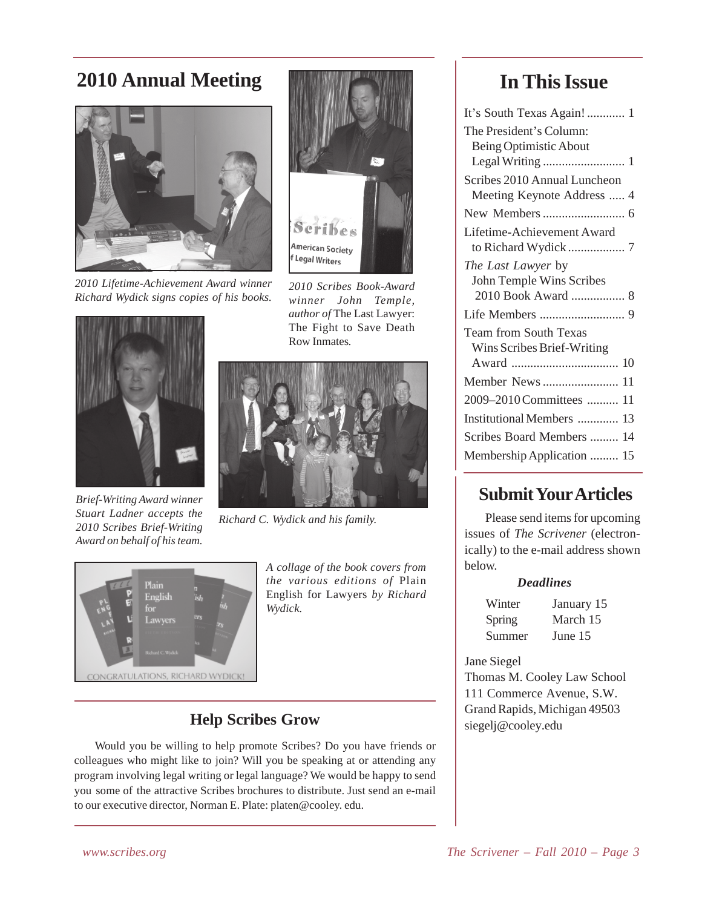## 2010 Annual Meeting

*2010 Lifetime-Achievement Award winner Richard Wydick signs copies of his books.*

*2010 Scribes Book-Award winner John Temple, author of* The Last Lawyer: The Fight to Save Death Row Inmates*.*

*Brief-Writing Award winner Stuart Ladner accepts the 2010 Scribes Brief-Writing Award on behalf of his team.*

*Richard C. Wydick and his family.*

*A collage of the book covers from the various editions of* Plain English for Lawyers *by Richard Wydick.*

### Help Scribes Grow

Would you be willing to help promote Scribes? Do you have friends or colleagues who might like to join? Will you be speaking at or attending any program involving legal writing or legal language? We would be happy to send you some of the attractive Scribes brochures to distribute. Just send an e-mail to our executive director, Norman E. Plate: platen@cooley. edu.

## In This Issue

- It's South Texas Again! ............ 1
- The President's Column: Being Optimistic About Legal Writing .......................... 1
- Scribes 2010 Annual Luncheon Meeting Keynote Address ..... 4
- New Members .......................... 6
- Lifetime-Achievement Award to Richard Wydick .................. 7
- *The Last Lawyer* by John Temple Wins Scribes 2010 Book Award ................. 8
- Life Members ........................... 9
- Team from South Texas Wins Scribes Brief-Writing Award ................................. 10
- Member News ........................ 11
- 2009–2010 Committees .......... 11
- Institutional Members ............. 13
- Scribes Board Members ......... 14
- Membership Application ......... 15

## Submit Your Articles

Please send items for upcoming issues of *The Scrivener* (electronically) to the e-mail address shown below.

***Deadlines***

| | |
|---|---|
| Winter | January 15 |
| Spring | March 15 |
| Summer | June 15 |

Jane Siegel
Thomas M. Cooley Law School
111 Commerce Avenue, S.W.
Grand Rapids, Michigan 49503
siegelj@cooley.edu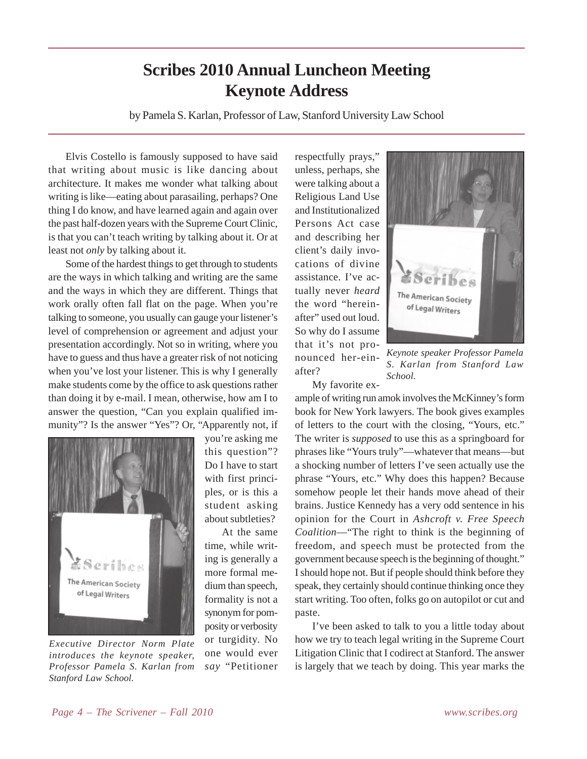# Scribes 2010 Annual Luncheon Meeting Keynote Address

by Pamela S. Karlan, Professor of Law, Stanford University Law School

Elvis Costello is famously supposed to have said that writing about music is like dancing about architecture. It makes me wonder what talking about writing is like—eating about parasailing, perhaps? One thing I do know, and have learned again and again over the past half-dozen years with the Supreme Court Clinic, is that you can't teach writing by talking about it. Or at least not *only* by talking about it.

Some of the hardest things to get through to students are the ways in which talking and writing are the same and the ways in which they are different. Things that work orally often fall flat on the page. When you're talking to someone, you usually can gauge your listener's level of comprehension or agreement and adjust your presentation accordingly. Not so in writing, where you have to guess and thus have a greater risk of not noticing when you've lost your listener. This is why I generally make students come by the office to ask questions rather than doing it by e-mail. I mean, otherwise, how am I to answer the question, "Can you explain qualified immunity"? Is the answer "Yes"? Or, "Apparently not, if you're asking me this question"? Do I have to start with first principles, or is this a student asking about subtleties?

*Executive Director Norm Plate introduces the keynote speaker, Professor Pamela S. Karlan from Stanford Law School.*

At the same time, while writing is generally a more formal medium than speech, formality is not a synonym for pomposity or verbosity or turgidity. No one would ever *say* "Petitioner respectfully prays," unless, perhaps, she were talking about a Religious Land Use and Institutionalized Persons Act case and describing her client's daily invocations of divine assistance. I've actually never *heard* the word "hereinafter" used out loud. So why do I assume that it's not pronounced her-ein-after?

*Keynote speaker Professor Pamela S. Karlan from Stanford Law School.*

My favorite example of writing run amok involves the McKinney's form book for New York lawyers. The book gives examples of letters to the court with the closing, "Yours, etc." The writer is *supposed* to use this as a springboard for phrases like "Yours truly"—whatever that means—but a shocking number of letters I've seen actually use the phrase "Yours, etc." Why does this happen? Because somehow people let their hands move ahead of their brains. Justice Kennedy has a very odd sentence in his opinion for the Court in *Ashcroft v. Free Speech Coalition*—"The right to think is the beginning of freedom, and speech must be protected from the government because speech is the beginning of thought." I should hope not. But if people should think before they speak, they certainly should continue thinking once they start writing. Too often, folks go on autopilot or cut and paste.

I've been asked to talk to you a little today about how we try to teach legal writing in the Supreme Court Litigation Clinic that I codirect at Stanford. The answer is largely that we teach by doing. This year marks the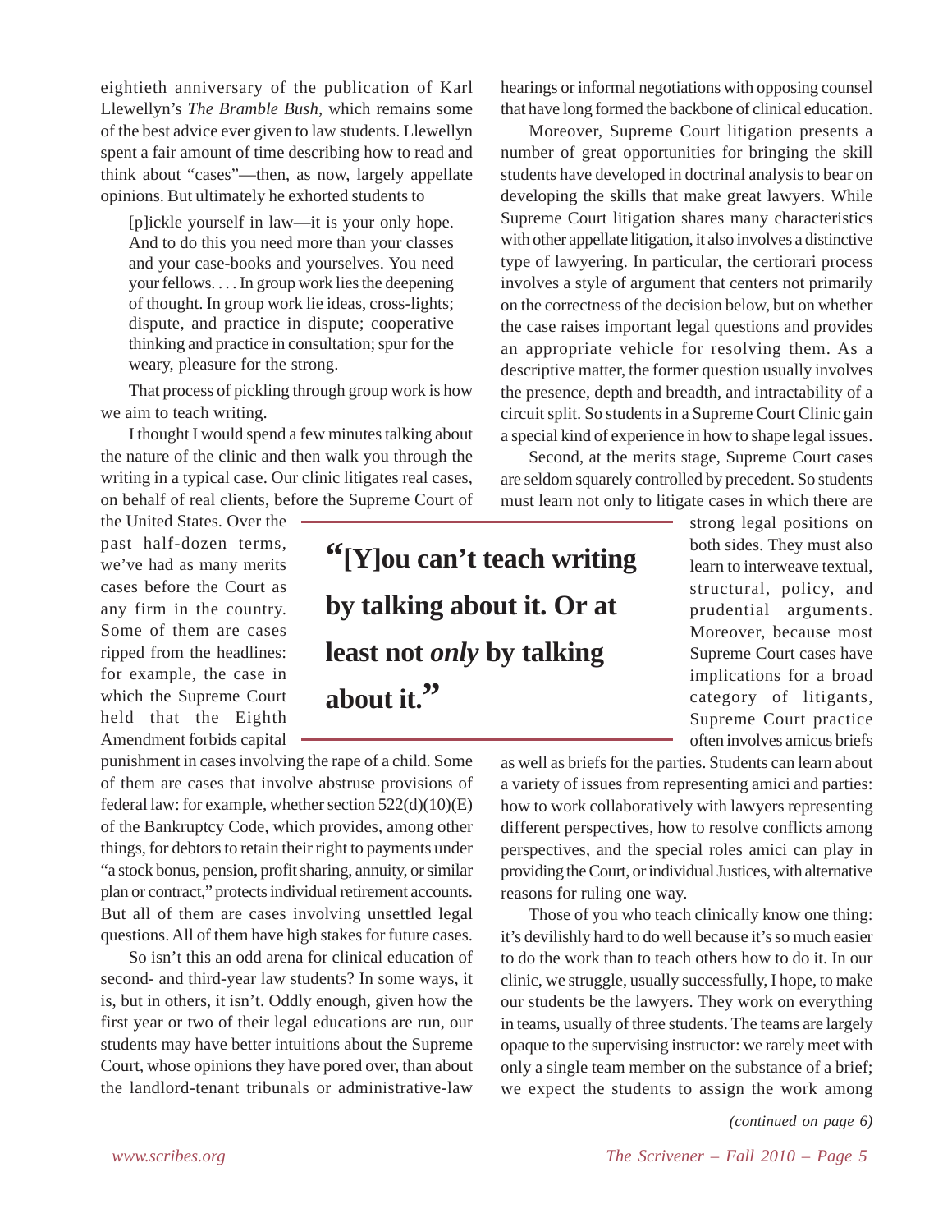eightieth anniversary of the publication of Karl Llewellyn's *The Bramble Bush*, which remains some of the best advice ever given to law students. Llewellyn spent a fair amount of time describing how to read and think about "cases"—then, as now, largely appellate opinions. But ultimately he exhorted students to

> [p]ickle yourself in law—it is your only hope. And to do this you need more than your classes and your case-books and yourselves. You need your fellows. . . . In group work lie ideas, cross-lights; dispute, and practice in dispute; cooperative thinking and practice in consultation; spur for the weary, pleasure for the strong.

That process of pickling through group work is how we aim to teach writing.

I thought I would spend a few minutes talking about the nature of the clinic and then walk you through the writing in a typical case. Our clinic litigates real cases, on behalf of real clients, before the Supreme Court of the United States. Over the past half-dozen terms, we've had as many merits cases before the Court as any firm in the country. Some of them are cases ripped from the headlines: for example, the case in which the Supreme Court held that the Eighth Amendment forbids capital punishment in cases involving the rape of a child. Some of them are cases that involve abstruse provisions of federal law: for example, whether section 522(d)(10)(E) of the Bankruptcy Code, which provides, among other things, for debtors to retain their right to payments under "a stock bonus, pension, profit sharing, annuity, or similar plan or contract," protects individual retirement accounts. But all of them are cases involving unsettled legal questions. All of them have high stakes for future cases.

> **"[Y]ou can't teach writing by talking about it. Or at least not *only* by talking about it."**

So isn't this an odd arena for clinical education of second- and third-year law students? In some ways, it is, but in others, it isn't. Oddly enough, given how the first year or two of their legal educations are run, our students may have better intuitions about the Supreme Court, whose opinions they have pored over, than about the landlord-tenant tribunals or administrative-law hearings or informal negotiations with opposing counsel that have long formed the backbone of clinical education.

Moreover, Supreme Court litigation presents a number of great opportunities for bringing the skill students have developed in doctrinal analysis to bear on developing the skills that make great lawyers. While Supreme Court litigation shares many characteristics with other appellate litigation, it also involves a distinctive type of lawyering. In particular, the certiorari process involves a style of argument that centers not primarily on the correctness of the decision below, but on whether the case raises important legal questions and provides an appropriate vehicle for resolving them. As a descriptive matter, the former question usually involves the presence, depth and breadth, and intractability of a circuit split. So students in a Supreme Court Clinic gain a special kind of experience in how to shape legal issues.

Second, at the merits stage, Supreme Court cases are seldom squarely controlled by precedent. So students must learn not only to litigate cases in which there are strong legal positions on both sides. They must also learn to interweave textual, structural, policy, and prudential arguments. Moreover, because most Supreme Court cases have implications for a broad category of litigants, Supreme Court practice often involves amicus briefs as well as briefs for the parties. Students can learn about a variety of issues from representing amici and parties: how to work collaboratively with lawyers representing different perspectives, how to resolve conflicts among perspectives, and the special roles amici can play in providing the Court, or individual Justices, with alternative reasons for ruling one way.

Those of you who teach clinically know one thing: it's devilishly hard to do well because it's so much easier to do the work than to teach others how to do it. In our clinic, we struggle, usually successfully, I hope, to make our students be the lawyers. They work on everything in teams, usually of three students. The teams are largely opaque to the supervising instructor: we rarely meet with only a single team member on the substance of a brief; we expect the students to assign the work among

*(continued on page 6)*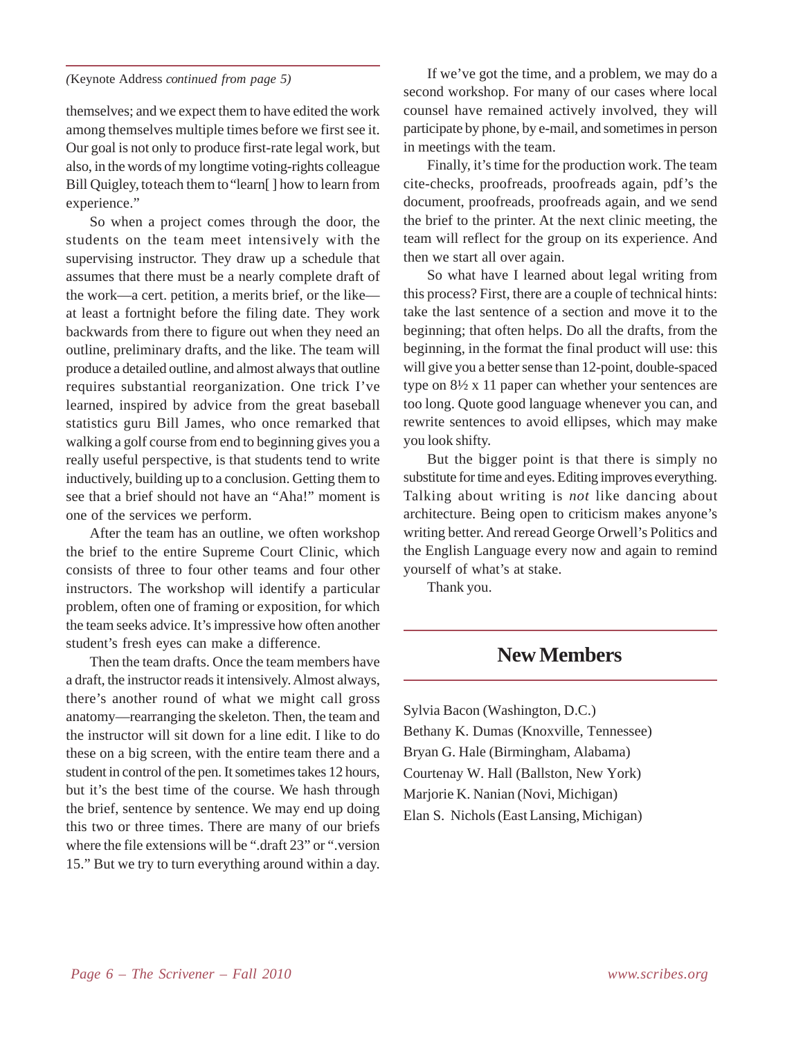*(*Keynote Address *continued from page 5)*

themselves; and we expect them to have edited the work among themselves multiple times before we first see it. Our goal is not only to produce first-rate legal work, but also, in the words of my longtime voting-rights colleague Bill Quigley, to teach them to "learn[ ] how to learn from experience."

So when a project comes through the door, the students on the team meet intensively with the supervising instructor. They draw up a schedule that assumes that there must be a nearly complete draft of the work—a cert. petition, a merits brief, or the like—at least a fortnight before the filing date. They work backwards from there to figure out when they need an outline, preliminary drafts, and the like. The team will produce a detailed outline, and almost always that outline requires substantial reorganization. One trick I've learned, inspired by advice from the great baseball statistics guru Bill James, who once remarked that walking a golf course from end to beginning gives you a really useful perspective, is that students tend to write inductively, building up to a conclusion. Getting them to see that a brief should not have an "Aha!" moment is one of the services we perform.

After the team has an outline, we often workshop the brief to the entire Supreme Court Clinic, which consists of three to four other teams and four other instructors. The workshop will identify a particular problem, often one of framing or exposition, for which the team seeks advice. It's impressive how often another student's fresh eyes can make a difference.

Then the team drafts. Once the team members have a draft, the instructor reads it intensively. Almost always, there's another round of what we might call gross anatomy—rearranging the skeleton. Then, the team and the instructor will sit down for a line edit. I like to do these on a big screen, with the entire team there and a student in control of the pen. It sometimes takes 12 hours, but it's the best time of the course. We hash through the brief, sentence by sentence. We may end up doing this two or three times. There are many of our briefs where the file extensions will be ".draft 23" or ".version 15." But we try to turn everything around within a day.

If we've got the time, and a problem, we may do a second workshop. For many of our cases where local counsel have remained actively involved, they will participate by phone, by e-mail, and sometimes in person in meetings with the team.

Finally, it's time for the production work. The team cite-checks, proofreads, proofreads again, pdf's the document, proofreads, proofreads again, and we send the brief to the printer. At the next clinic meeting, the team will reflect for the group on its experience. And then we start all over again.

So what have I learned about legal writing from this process? First, there are a couple of technical hints: take the last sentence of a section and move it to the beginning; that often helps. Do all the drafts, from the beginning, in the format the final product will use: this will give you a better sense than 12-point, double-spaced type on 8½ x 11 paper can whether your sentences are too long. Quote good language whenever you can, and rewrite sentences to avoid ellipses, which may make you look shifty.

But the bigger point is that there is simply no substitute for time and eyes. Editing improves everything. Talking about writing is *not* like dancing about architecture. Being open to criticism makes anyone's writing better. And reread George Orwell's Politics and the English Language every now and again to remind yourself of what's at stake.

Thank you.

## New Members

Sylvia Bacon (Washington, D.C.)
Bethany K. Dumas (Knoxville, Tennessee)
Bryan G. Hale (Birmingham, Alabama)
Courtenay W. Hall (Ballston, New York)
Marjorie K. Nanian (Novi, Michigan)
Elan S. Nichols (East Lansing, Michigan)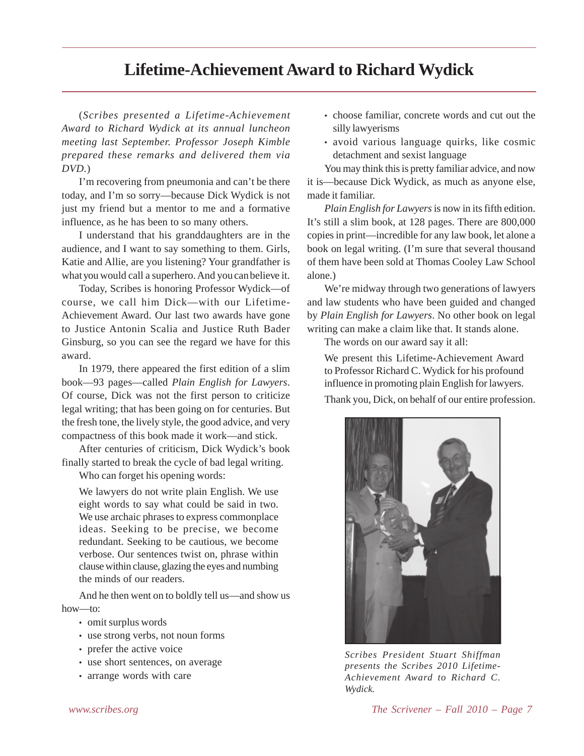# Lifetime-Achievement Award to Richard Wydick

(*Scribes presented a Lifetime-Achievement Award to Richard Wydick at its annual luncheon meeting last September. Professor Joseph Kimble prepared these remarks and delivered them via DVD.*)

I'm recovering from pneumonia and can't be there today, and I'm so sorry—because Dick Wydick is not just my friend but a mentor to me and a formative influence, as he has been to so many others.

I understand that his granddaughters are in the audience, and I want to say something to them. Girls, Katie and Allie, are you listening? Your grandfather is what you would call a superhero. And you can believe it.

Today, Scribes is honoring Professor Wydick—of course, we call him Dick—with our Lifetime-Achievement Award. Our last two awards have gone to Justice Antonin Scalia and Justice Ruth Bader Ginsburg, so you can see the regard we have for this award.

In 1979, there appeared the first edition of a slim book—93 pages—called *Plain English for Lawyers*. Of course, Dick was not the first person to criticize legal writing; that has been going on for centuries. But the fresh tone, the lively style, the good advice, and very compactness of this book made it work—and stick.

After centuries of criticism, Dick Wydick's book finally started to break the cycle of bad legal writing.

Who can forget his opening words:

> We lawyers do not write plain English. We use eight words to say what could be said in two. We use archaic phrases to express commonplace ideas. Seeking to be precise, we become redundant. Seeking to be cautious, we become verbose. Our sentences twist on, phrase within clause within clause, glazing the eyes and numbing the minds of our readers.

And he then went on to boldly tell us—and show us how—to:

- omit surplus words
- use strong verbs, not noun forms
- prefer the active voice
- use short sentences, on average
- arrange words with care
- choose familiar, concrete words and cut out the silly lawyerisms
- avoid various language quirks, like cosmic detachment and sexist language

You may think this is pretty familiar advice, and now it is—because Dick Wydick, as much as anyone else, made it familiar.

*Plain English for Lawyers* is now in its fifth edition. It's still a slim book, at 128 pages. There are 800,000 copies in print—incredible for any law book, let alone a book on legal writing. (I'm sure that several thousand of them have been sold at Thomas Cooley Law School alone.)

We're midway through two generations of lawyers and law students who have been guided and changed by *Plain English for Lawyers*. No other book on legal writing can make a claim like that. It stands alone.

The words on our award say it all:

> We present this Lifetime-Achievement Award to Professor Richard C. Wydick for his profound influence in promoting plain English for lawyers.

Thank you, Dick, on behalf of our entire profession.

*Scribes President Stuart Shiffman presents the Scribes 2010 Lifetime-Achievement Award to Richard C. Wydick.*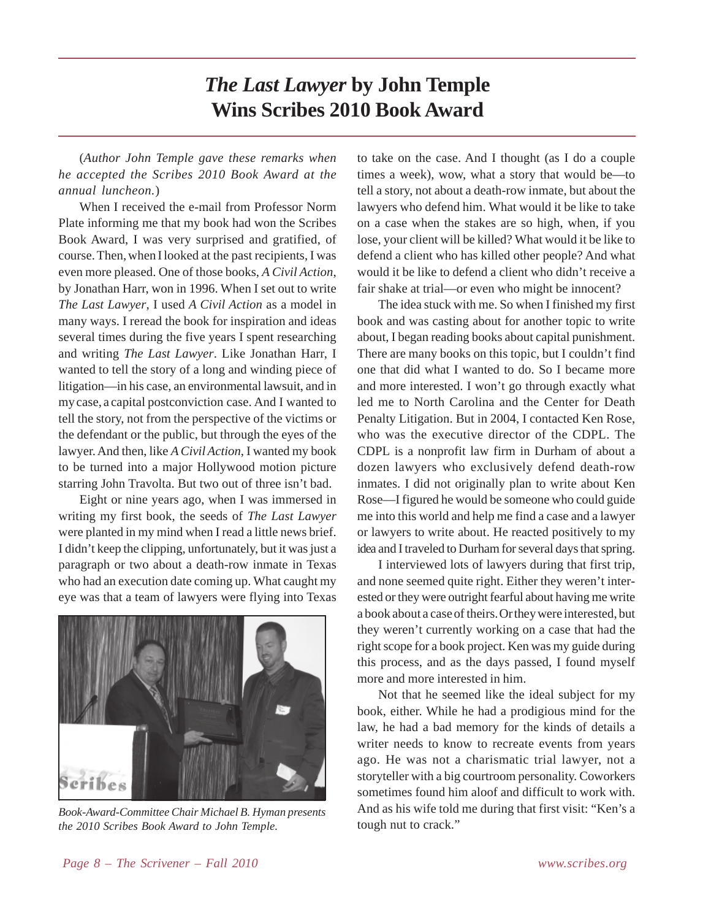# *The Last Lawyer* by John Temple Wins Scribes 2010 Book Award

(*Author John Temple gave these remarks when he accepted the Scribes 2010 Book Award at the annual luncheon.*)

When I received the e-mail from Professor Norm Plate informing me that my book had won the Scribes Book Award, I was very surprised and gratified, of course. Then, when I looked at the past recipients, I was even more pleased. One of those books, *A Civil Action*, by Jonathan Harr, won in 1996. When I set out to write *The Last Lawyer*, I used *A Civil Action* as a model in many ways. I reread the book for inspiration and ideas several times during the five years I spent researching and writing *The Last Lawyer*. Like Jonathan Harr, I wanted to tell the story of a long and winding piece of litigation—in his case, an environmental lawsuit, and in my case, a capital postconviction case. And I wanted to tell the story, not from the perspective of the victims or the defendant or the public, but through the eyes of the lawyer. And then, like *A Civil Action*, I wanted my book to be turned into a major Hollywood motion picture starring John Travolta. But two out of three isn't bad.

Eight or nine years ago, when I was immersed in writing my first book, the seeds of *The Last Lawyer* were planted in my mind when I read a little news brief. I didn't keep the clipping, unfortunately, but it was just a paragraph or two about a death-row inmate in Texas who had an execution date coming up. What caught my eye was that a team of lawyers were flying into Texas to take on the case. And I thought (as I do a couple times a week), wow, what a story that would be—to tell a story, not about a death-row inmate, but about the lawyers who defend him. What would it be like to take on a case when the stakes are so high, when, if you lose, your client will be killed? What would it be like to defend a client who has killed other people? And what would it be like to defend a client who didn't receive a fair shake at trial—or even who might be innocent?

*Book-Award-Committee Chair Michael B. Hyman presents the 2010 Scribes Book Award to John Temple.*

The idea stuck with me. So when I finished my first book and was casting about for another topic to write about, I began reading books about capital punishment. There are many books on this topic, but I couldn't find one that did what I wanted to do. So I became more and more interested. I won't go through exactly what led me to North Carolina and the Center for Death Penalty Litigation. But in 2004, I contacted Ken Rose, who was the executive director of the CDPL. The CDPL is a nonprofit law firm in Durham of about a dozen lawyers who exclusively defend death-row inmates. I did not originally plan to write about Ken Rose—I figured he would be someone who could guide me into this world and help me find a case and a lawyer or lawyers to write about. He reacted positively to my idea and I traveled to Durham for several days that spring.

I interviewed lots of lawyers during that first trip, and none seemed quite right. Either they weren't interested or they were outright fearful about having me write a book about a case of theirs. Or they were interested, but they weren't currently working on a case that had the right scope for a book project. Ken was my guide during this process, and as the days passed, I found myself more and more interested in him.

Not that he seemed like the ideal subject for my book, either. While he had a prodigious mind for the law, he had a bad memory for the kinds of details a writer needs to know to recreate events from years ago. He was not a charismatic trial lawyer, not a storyteller with a big courtroom personality. Coworkers sometimes found him aloof and difficult to work with. And as his wife told me during that first visit: "Ken's a tough nut to crack."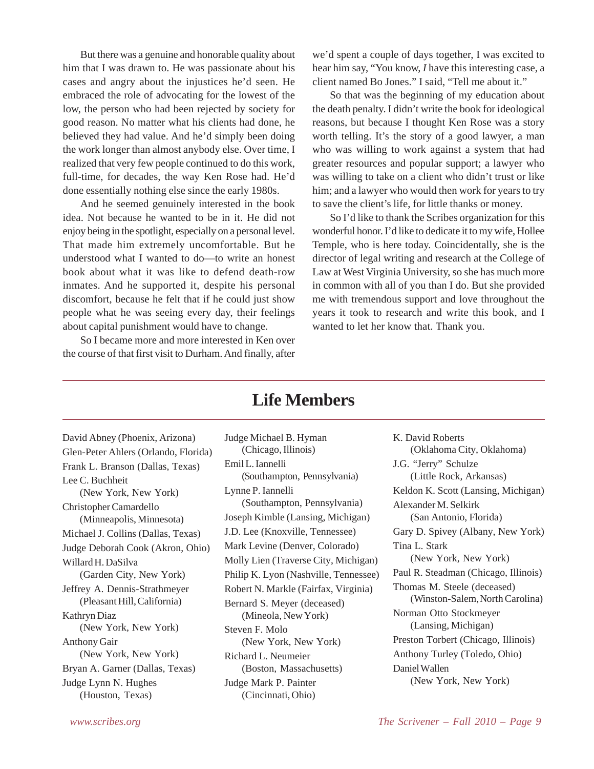But there was a genuine and honorable quality about him that I was drawn to. He was passionate about his cases and angry about the injustices he'd seen. He embraced the role of advocating for the lowest of the low, the person who had been rejected by society for good reason. No matter what his clients had done, he believed they had value. And he'd simply been doing the work longer than almost anybody else. Over time, I realized that very few people continued to do this work, full-time, for decades, the way Ken Rose had. He'd done essentially nothing else since the early 1980s.

And he seemed genuinely interested in the book idea. Not because he wanted to be in it. He did not enjoy being in the spotlight, especially on a personal level. That made him extremely uncomfortable. But he understood what I wanted to do—to write an honest book about what it was like to defend death-row inmates. And he supported it, despite his personal discomfort, because he felt that if he could just show people what he was seeing every day, their feelings about capital punishment would have to change.

So I became more and more interested in Ken over the course of that first visit to Durham. And finally, after we'd spent a couple of days together, I was excited to hear him say, "You know, *I* have this interesting case, a client named Bo Jones." I said, "Tell me about it."

So that was the beginning of my education about the death penalty. I didn't write the book for ideological reasons, but because I thought Ken Rose was a story worth telling. It's the story of a good lawyer, a man who was willing to work against a system that had greater resources and popular support; a lawyer who was willing to take on a client who didn't trust or like him; and a lawyer who would then work for years to try to save the client's life, for little thanks or money.

So I'd like to thank the Scribes organization for this wonderful honor. I'd like to dedicate it to my wife, Hollee Temple, who is here today. Coincidentally, she is the director of legal writing and research at the College of Law at West Virginia University, so she has much more in common with all of you than I do. But she provided me with tremendous support and love throughout the years it took to research and write this book, and I wanted to let her know that. Thank you.

# Life Members

David Abney (Phoenix, Arizona)
Glen-Peter Ahlers (Orlando, Florida)
Frank L. Branson (Dallas, Texas)
Lee C. Buchheit (New York, New York)
Christopher Camardello (Minneapolis, Minnesota)
Michael J. Collins (Dallas, Texas)
Judge Deborah Cook (Akron, Ohio)
Willard H. DaSilva (Garden City, New York)
Jeffrey A. Dennis-Strathmeyer (Pleasant Hill, California)
Kathryn Diaz (New York, New York)
Anthony Gair (New York, New York)
Bryan A. Garner (Dallas, Texas)
Judge Lynn N. Hughes (Houston, Texas)
Judge Michael B. Hyman (Chicago, Illinois)
Emil L. Iannelli (Southampton, Pennsylvania)
Lynne P. Iannelli (Southampton, Pennsylvania)
Joseph Kimble (Lansing, Michigan)
J.D. Lee (Knoxville, Tennessee)
Mark Levine (Denver, Colorado)
Molly Lien (Traverse City, Michigan)
Philip K. Lyon (Nashville, Tennessee)
Robert N. Markle (Fairfax, Virginia)
Bernard S. Meyer (deceased) (Mineola, New York)
Steven F. Molo (New York, New York)
Richard L. Neumeier (Boston, Massachusetts)
Judge Mark P. Painter (Cincinnati, Ohio)
K. David Roberts (Oklahoma City, Oklahoma)
J.G. "Jerry" Schulze (Little Rock, Arkansas)
Keldon K. Scott (Lansing, Michigan)
Alexander M. Selkirk (San Antonio, Florida)
Gary D. Spivey (Albany, New York)
Tina L. Stark (New York, New York)
Paul R. Steadman (Chicago, Illinois)
Thomas M. Steele (deceased) (Winston-Salem, North Carolina)
Norman Otto Stockmeyer (Lansing, Michigan)
Preston Torbert (Chicago, Illinois)
Anthony Turley (Toledo, Ohio)
Daniel Wallen (New York, New York)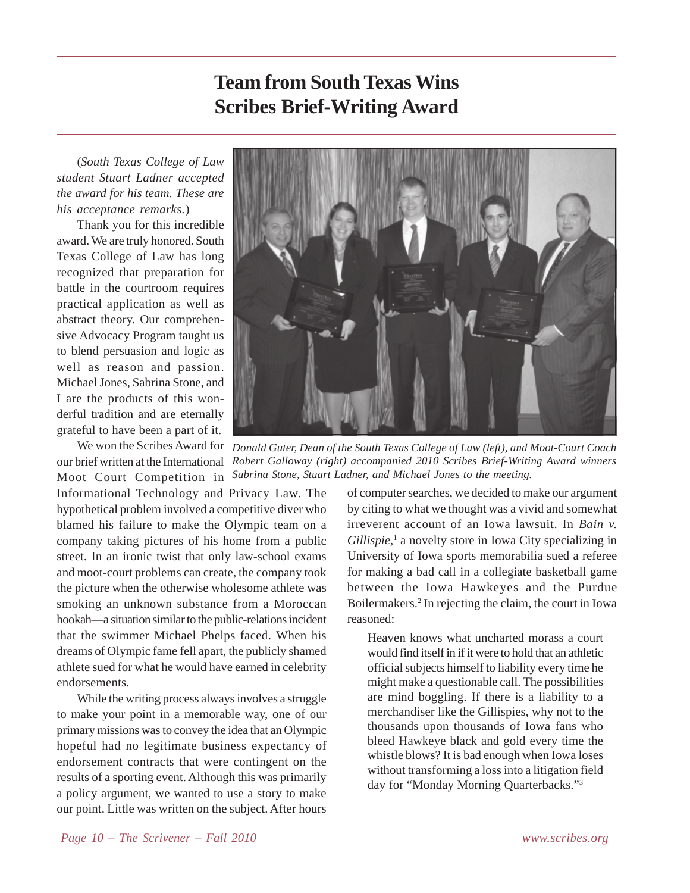# Team from South Texas Wins Scribes Brief-Writing Award

(*South Texas College of Law student Stuart Ladner accepted the award for his team. These are his acceptance remarks.*)

Thank you for this incredible award. We are truly honored. South Texas College of Law has long recognized that preparation for battle in the courtroom requires practical application as well as abstract theory. Our comprehensive Advocacy Program taught us to blend persuasion and logic as well as reason and passion. Michael Jones, Sabrina Stone, and I are the products of this wonderful tradition and are eternally grateful to have been a part of it.

*Donald Guter, Dean of the South Texas College of Law (left), and Moot-Court Coach Robert Galloway (right) accompanied 2010 Scribes Brief-Writing Award winners Sabrina Stone, Stuart Ladner, and Michael Jones to the meeting.*

We won the Scribes Award for our brief written at the International Moot Court Competition in Informational Technology and Privacy Law. The hypothetical problem involved a competitive diver who blamed his failure to make the Olympic team on a company taking pictures of his home from a public street. In an ironic twist that only law-school exams and moot-court problems can create, the company took the picture when the otherwise wholesome athlete was smoking an unknown substance from a Moroccan hookah—a situation similar to the public-relations incident that the swimmer Michael Phelps faced. When his dreams of Olympic fame fell apart, the publicly shamed athlete sued for what he would have earned in celebrity endorsements.

While the writing process always involves a struggle to make your point in a memorable way, one of our primary missions was to convey the idea that an Olympic hopeful had no legitimate business expectancy of endorsement contracts that were contingent on the results of a sporting event. Although this was primarily a policy argument, we wanted to use a story to make our point. Little was written on the subject. After hours of computer searches, we decided to make our argument by citing to what we thought was a vivid and somewhat irreverent account of an Iowa lawsuit. In *Bain v. Gillispie*,[1] a novelty store in Iowa City specializing in University of Iowa sports memorabilia sued a referee for making a bad call in a collegiate basketball game between the Iowa Hawkeyes and the Purdue Boilermakers.[2] In rejecting the claim, the court in Iowa reasoned:

> Heaven knows what uncharted morass a court would find itself in if it were to hold that an athletic official subjects himself to liability every time he might make a questionable call. The possibilities are mind boggling. If there is a liability to a merchandiser like the Gillispies, why not to the thousands upon thousands of Iowa fans who bleed Hawkeye black and gold every time the whistle blows? It is bad enough when Iowa loses without transforming a loss into a litigation field day for "Monday Morning Quarterbacks."[3]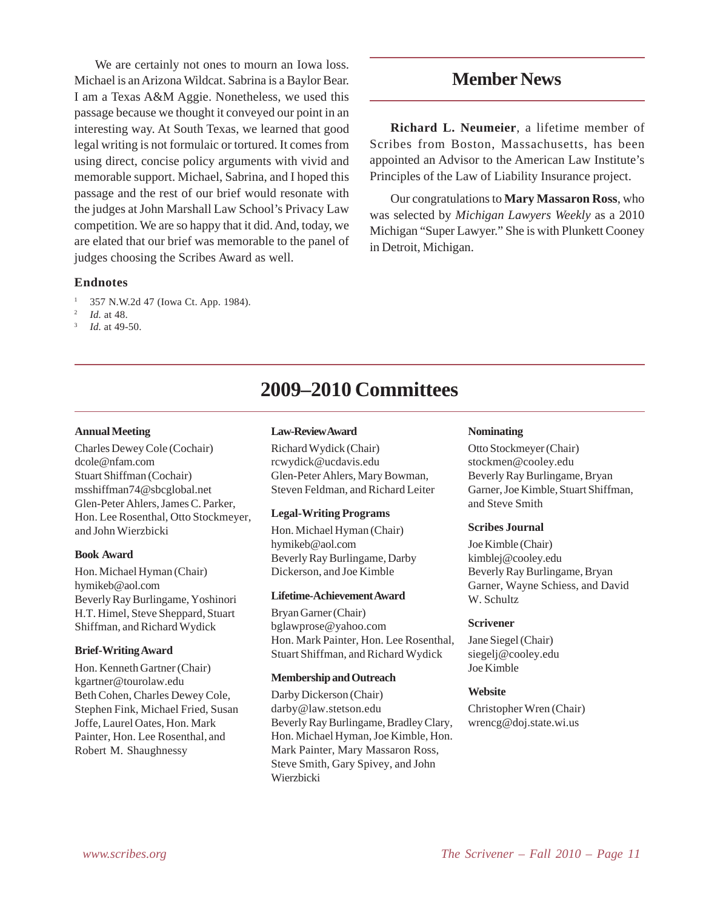We are certainly not ones to mourn an Iowa loss. Michael is an Arizona Wildcat. Sabrina is a Baylor Bear. I am a Texas A&M Aggie. Nonetheless, we used this passage because we thought it conveyed our point in an interesting way. At South Texas, we learned that good legal writing is not formulaic or tortured. It comes from using direct, concise policy arguments with vivid and memorable support. Michael, Sabrina, and I hoped this passage and the rest of our brief would resonate with the judges at John Marshall Law School's Privacy Law competition. We are so happy that it did. And, today, we are elated that our brief was memorable to the panel of judges choosing the Scribes Award as well.

### Endnotes

1. 357 N.W.2d 47 (Iowa Ct. App. 1984).
2. *Id.* at 48.
3. *Id.* at 49-50.

## Member News

**Richard L. Neumeier**, a lifetime member of Scribes from Boston, Massachusetts, has been appointed an Advisor to the American Law Institute's Principles of the Law of Liability Insurance project.

Our congratulations to **Mary Massaron Ross**, who was selected by *Michigan Lawyers Weekly* as a 2010 Michigan "Super Lawyer." She is with Plunkett Cooney in Detroit, Michigan.

## 2009–2010 Committees

**Annual Meeting**

Charles Dewey Cole (Cochair)
dcole@nfam.com
Stuart Shiffman (Cochair)
msshiffman74@sbcglobal.net
Glen-Peter Ahlers, James C. Parker, Hon. Lee Rosenthal, Otto Stockmeyer, and John Wierzbicki

**Book Award**

Hon. Michael Hyman (Chair)
hymikeb@aol.com
Beverly Ray Burlingame, Yoshinori H.T. Himel, Steve Sheppard, Stuart Shiffman, and Richard Wydick

**Brief-Writing Award**

Hon. Kenneth Gartner (Chair)
kgartner@tourolaw.edu
Beth Cohen, Charles Dewey Cole, Stephen Fink, Michael Fried, Susan Joffe, Laurel Oates, Hon. Mark Painter, Hon. Lee Rosenthal, and Robert M. Shaughnessy

**Law-Review Award**

Richard Wydick (Chair)
rcwydick@ucdavis.edu
Glen-Peter Ahlers, Mary Bowman, Steven Feldman, and Richard Leiter

**Legal-Writing Programs**

Hon. Michael Hyman (Chair)
hymikeb@aol.com
Beverly Ray Burlingame, Darby Dickerson, and Joe Kimble

**Lifetime-Achievement Award**

Bryan Garner (Chair)
bglawprose@yahoo.com
Hon. Mark Painter, Hon. Lee Rosenthal, Stuart Shiffman, and Richard Wydick

**Membership and Outreach**

Darby Dickerson (Chair)
darby@law.stetson.edu
Beverly Ray Burlingame, Bradley Clary, Hon. Michael Hyman, Joe Kimble, Hon. Mark Painter, Mary Massaron Ross, Steve Smith, Gary Spivey, and John Wierzbicki

**Nominating**

Otto Stockmeyer (Chair)
stockmen@cooley.edu
Beverly Ray Burlingame, Bryan Garner, Joe Kimble, Stuart Shiffman, and Steve Smith

**Scribes Journal**

Joe Kimble (Chair)
kimblej@cooley.edu
Beverly Ray Burlingame, Bryan Garner, Wayne Schiess, and David W. Schultz

**Scrivener**

Jane Siegel (Chair)
siegelj@cooley.edu
Joe Kimble

**Website**

Christopher Wren (Chair)
wrencg@doj.state.wi.us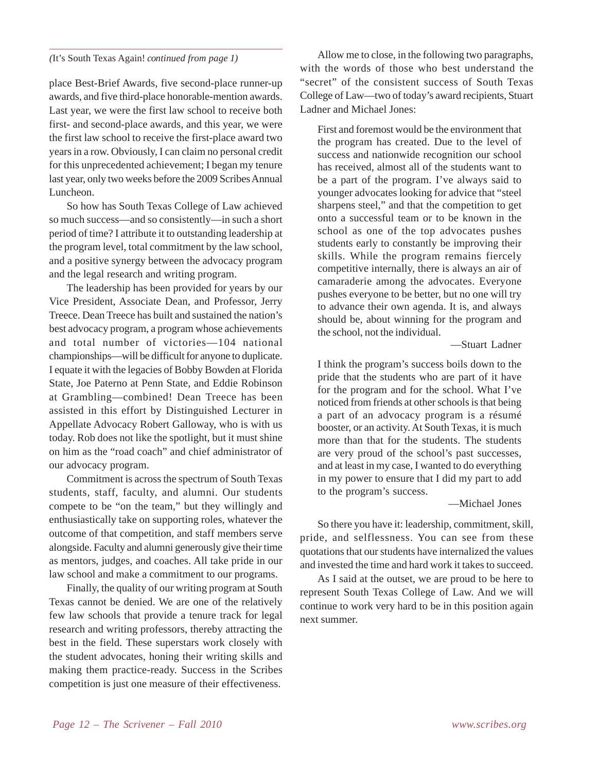*(It's South Texas Again! continued from page 1)*

place Best-Brief Awards, five second-place runner-up awards, and five third-place honorable-mention awards. Last year, we were the first law school to receive both first- and second-place awards, and this year, we were the first law school to receive the first-place award two years in a row. Obviously, I can claim no personal credit for this unprecedented achievement; I began my tenure last year, only two weeks before the 2009 Scribes Annual Luncheon.

So how has South Texas College of Law achieved so much success—and so consistently—in such a short period of time? I attribute it to outstanding leadership at the program level, total commitment by the law school, and a positive synergy between the advocacy program and the legal research and writing program.

The leadership has been provided for years by our Vice President, Associate Dean, and Professor, Jerry Treece. Dean Treece has built and sustained the nation's best advocacy program, a program whose achievements and total number of victories—104 national championships—will be difficult for anyone to duplicate. I equate it with the legacies of Bobby Bowden at Florida State, Joe Paterno at Penn State, and Eddie Robinson at Grambling—combined! Dean Treece has been assisted in this effort by Distinguished Lecturer in Appellate Advocacy Robert Galloway, who is with us today. Rob does not like the spotlight, but it must shine on him as the "road coach" and chief administrator of our advocacy program.

Commitment is across the spectrum of South Texas students, staff, faculty, and alumni. Our students compete to be "on the team," but they willingly and enthusiastically take on supporting roles, whatever the outcome of that competition, and staff members serve alongside. Faculty and alumni generously give their time as mentors, judges, and coaches. All take pride in our law school and make a commitment to our programs.

Finally, the quality of our writing program at South Texas cannot be denied. We are one of the relatively few law schools that provide a tenure track for legal research and writing professors, thereby attracting the best in the field. These superstars work closely with the student advocates, honing their writing skills and making them practice-ready. Success in the Scribes competition is just one measure of their effectiveness.

Allow me to close, in the following two paragraphs, with the words of those who best understand the "secret" of the consistent success of South Texas College of Law—two of today's award recipients, Stuart Ladner and Michael Jones:

> First and foremost would be the environment that the program has created. Due to the level of success and nationwide recognition our school has received, almost all of the students want to be a part of the program. I've always said to younger advocates looking for advice that "steel sharpens steel," and that the competition to get onto a successful team or to be known in the school as one of the top advocates pushes students early to constantly be improving their skills. While the program remains fiercely competitive internally, there is always an air of camaraderie among the advocates. Everyone pushes everyone to be better, but no one will try to advance their own agenda. It is, and always should be, about winning for the program and the school, not the individual.
>
> —Stuart Ladner

> I think the program's success boils down to the pride that the students who are part of it have for the program and for the school. What I've noticed from friends at other schools is that being a part of an advocacy program is a résumé booster, or an activity. At South Texas, it is much more than that for the students. The students are very proud of the school's past successes, and at least in my case, I wanted to do everything in my power to ensure that I did my part to add to the program's success.
>
> —Michael Jones

So there you have it: leadership, commitment, skill, pride, and selflessness. You can see from these quotations that our students have internalized the values and invested the time and hard work it takes to succeed.

As I said at the outset, we are proud to be here to represent South Texas College of Law. And we will continue to work very hard to be in this position again next summer.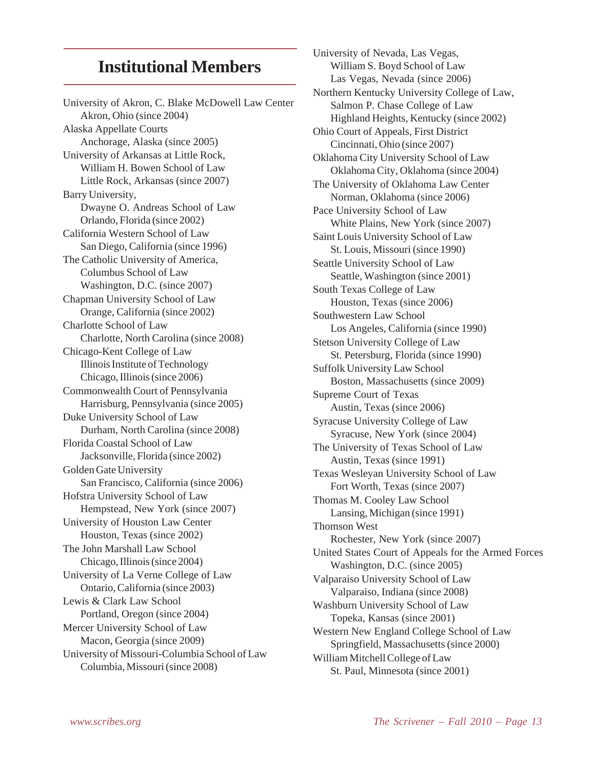## Institutional Members

University of Akron, C. Blake McDowell Law Center
Akron, Ohio (since 2004)

Alaska Appellate Courts
Anchorage, Alaska (since 2005)

University of Arkansas at Little Rock,
William H. Bowen School of Law
Little Rock, Arkansas (since 2007)

Barry University,
Dwayne O. Andreas School of Law
Orlando, Florida (since 2002)

California Western School of Law
San Diego, California (since 1996)

The Catholic University of America,
Columbus School of Law
Washington, D.C. (since 2007)

Chapman University School of Law
Orange, California (since 2002)

Charlotte School of Law
Charlotte, North Carolina (since 2008)

Chicago-Kent College of Law
Illinois Institute of Technology
Chicago, Illinois (since 2006)

Commonwealth Court of Pennsylvania
Harrisburg, Pennsylvania (since 2005)

Duke University School of Law
Durham, North Carolina (since 2008)

Florida Coastal School of Law
Jacksonville, Florida (since 2002)

Golden Gate University
San Francisco, California (since 2006)

Hofstra University School of Law
Hempstead, New York (since 2007)

University of Houston Law Center
Houston, Texas (since 2002)

The John Marshall Law School
Chicago, Illinois (since 2004)

University of La Verne College of Law
Ontario, California (since 2003)

Lewis & Clark Law School
Portland, Oregon (since 2004)

Mercer University School of Law
Macon, Georgia (since 2009)

University of Missouri-Columbia School of Law
Columbia, Missouri (since 2008)

University of Nevada, Las Vegas,
William S. Boyd School of Law
Las Vegas, Nevada (since 2006)

Northern Kentucky University College of Law,
Salmon P. Chase College of Law
Highland Heights, Kentucky (since 2002)

Ohio Court of Appeals, First District
Cincinnati, Ohio (since 2007)

Oklahoma City University School of Law
Oklahoma City, Oklahoma (since 2004)

The University of Oklahoma Law Center
Norman, Oklahoma (since 2006)

Pace University School of Law
White Plains, New York (since 2007)

Saint Louis University School of Law
St. Louis, Missouri (since 1990)

Seattle University School of Law
Seattle, Washington (since 2001)

South Texas College of Law
Houston, Texas (since 2006)

Southwestern Law School
Los Angeles, California (since 1990)

Stetson University College of Law
St. Petersburg, Florida (since 1990)

Suffolk University Law School
Boston, Massachusetts (since 2009)

Supreme Court of Texas
Austin, Texas (since 2006)

Syracuse University College of Law
Syracuse, New York (since 2004)

The University of Texas School of Law
Austin, Texas (since 1991)

Texas Wesleyan University School of Law
Fort Worth, Texas (since 2007)

Thomas M. Cooley Law School
Lansing, Michigan (since 1991)

Thomson West
Rochester, New York (since 2007)

United States Court of Appeals for the Armed Forces
Washington, D.C. (since 2005)

Valparaiso University School of Law
Valparaiso, Indiana (since 2008)

Washburn University School of Law
Topeka, Kansas (since 2001)

Western New England College School of Law
Springfield, Massachusetts (since 2000)

William Mitchell College of Law
St. Paul, Minnesota (since 2001)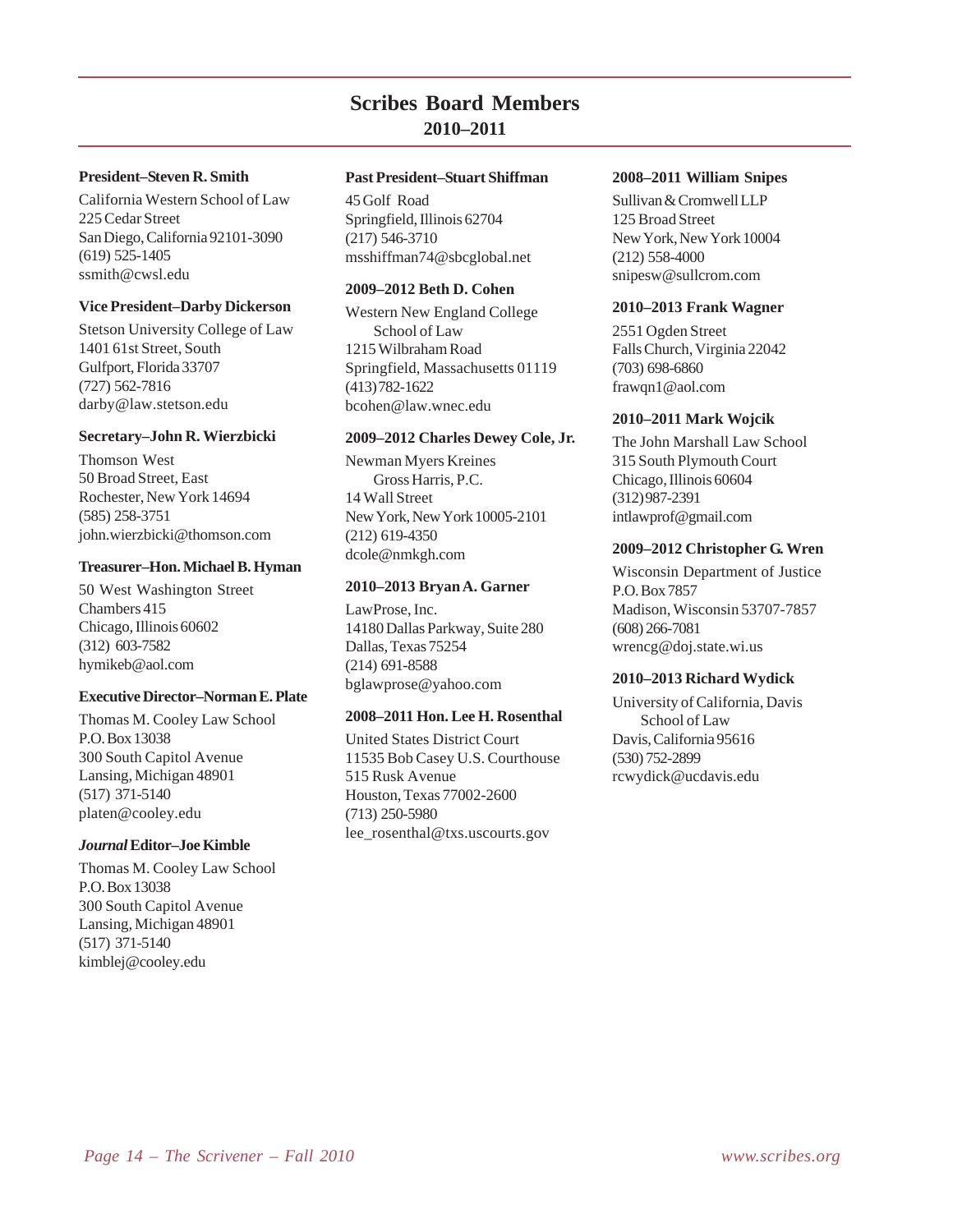# Scribes Board Members

## 2010–2011

**President–Steven R. Smith**

California Western School of Law
225 Cedar Street
San Diego, California 92101-3090
(619) 525-1405
ssmith@cwsl.edu

**Vice President–Darby Dickerson**

Stetson University College of Law
1401 61st Street, South
Gulfport, Florida 33707
(727) 562-7816
darby@law.stetson.edu

**Secretary–John R. Wierzbicki**

Thomson West
50 Broad Street, East
Rochester, New York 14694
(585) 258-3751
john.wierzbicki@thomson.com

**Treasurer–Hon. Michael B. Hyman**

50 West Washington Street
Chambers 415
Chicago, Illinois 60602
(312) 603-7582
hymikeb@aol.com

**Executive Director–Norman E. Plate**

Thomas M. Cooley Law School
P.O. Box 13038
300 South Capitol Avenue
Lansing, Michigan 48901
(517) 371-5140
platen@cooley.edu

***Journal* Editor–Joe Kimble**

Thomas M. Cooley Law School
P.O. Box 13038
300 South Capitol Avenue
Lansing, Michigan 48901
(517) 371-5140
kimblej@cooley.edu

**Past President–Stuart Shiffman**

45 Golf Road
Springfield, Illinois 62704
(217) 546-3710
msshiffman74@sbcglobal.net

**2009–2012 Beth D. Cohen**

Western New England College
School of Law
1215 Wilbraham Road
Springfield, Massachusetts 01119
(413) 782-1622
bcohen@law.wnec.edu

**2009–2012 Charles Dewey Cole, Jr.**

Newman Myers Kreines
Gross Harris, P.C.
14 Wall Street
New York, New York 10005-2101
(212) 619-4350
dcole@nmkgh.com

**2010–2013 Bryan A. Garner**

LawProse, Inc.
14180 Dallas Parkway, Suite 280
Dallas, Texas 75254
(214) 691-8588
bglawprose@yahoo.com

**2008–2011 Hon. Lee H. Rosenthal**

United States District Court
11535 Bob Casey U.S. Courthouse
515 Rusk Avenue
Houston, Texas 77002-2600
(713) 250-5980
lee_rosenthal@txs.uscourts.gov

**2008–2011 William Snipes**

Sullivan & Cromwell LLP
125 Broad Street
New York, New York 10004
(212) 558-4000
snipesw@sullcrom.com

**2010–2013 Frank Wagner**

2551 Ogden Street
Falls Church, Virginia 22042
(703) 698-6860
frawqn1@aol.com

**2010–2011 Mark Wojcik**

The John Marshall Law School
315 South Plymouth Court
Chicago, Illinois 60604
(312) 987-2391
intlawprof@gmail.com

**2009–2012 Christopher G. Wren**

Wisconsin Department of Justice
P.O. Box 7857
Madison, Wisconsin 53707-7857
(608) 266-7081
wrencg@doj.state.wi.us

**2010–2013 Richard Wydick**

University of California, Davis
School of Law
Davis, California 95616
(530) 752-2899
rcwydick@ucdavis.edu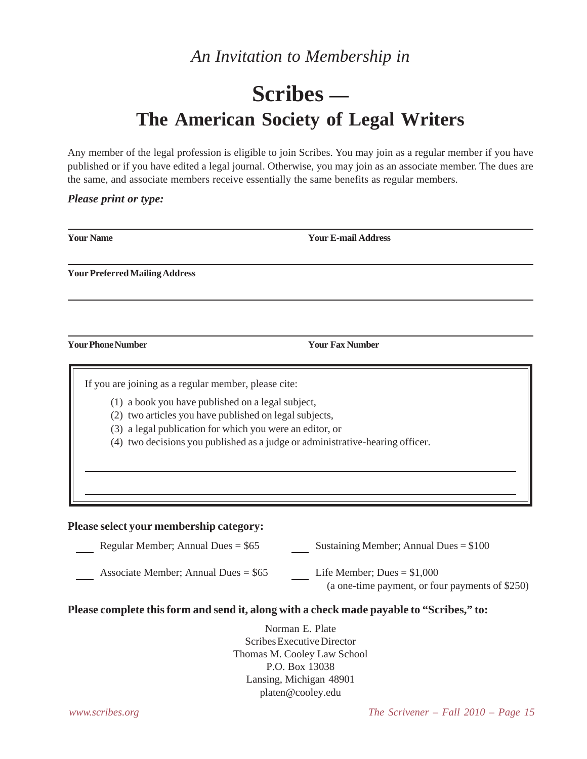*An Invitation to Membership in*

# Scribes —
# The American Society of Legal Writers

Any member of the legal profession is eligible to join Scribes. You may join as a regular member if you have published or if you have edited a legal journal. Otherwise, you may join as an associate member. The dues are the same, and associate members receive essentially the same benefits as regular members.

***Please print or type:***

______________________________________________

**Your Name** **Your E-mail Address**

______________________________________________

**Your Preferred Mailing Address**

______________________________________________

______________________________________________

**Your Phone Number** **Your Fax Number**

If you are joining as a regular member, please cite:

(1) a book you have published on a legal subject,
(2) two articles you have published on legal subjects,
(3) a legal publication for which you were an editor, or
(4) two decisions you published as a judge or administrative-hearing officer.

______________________________________________

______________________________________________

**Please select your membership category:**

___ Regular Member; Annual Dues = $65

___ Associate Member; Annual Dues = $65

___ Sustaining Member; Annual Dues = $100

___ Life Member; Dues = $1,000
(a one-time payment, or four payments of $250)

**Please complete this form and send it, along with a check made payable to "Scribes," to:**

Norman E. Plate
Scribes Executive Director
Thomas M. Cooley Law School
P.O. Box 13038
Lansing, Michigan 48901
platen@cooley.edu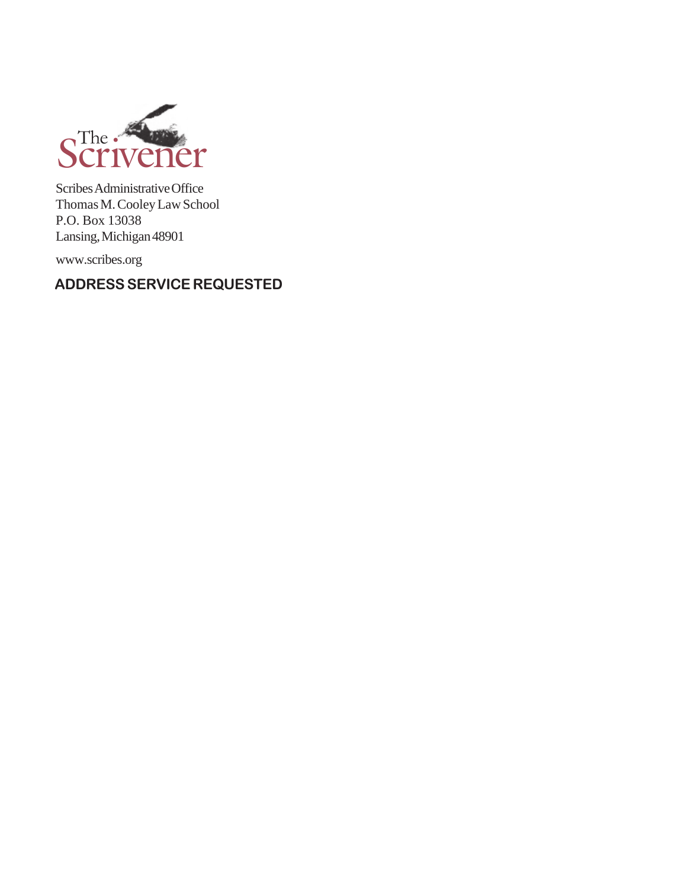The Scrivener

Scribes Administrative Office
Thomas M. Cooley Law School
P.O. Box 13038
Lansing, Michigan 48901

www.scribes.org

**ADDRESS SERVICE REQUESTED**